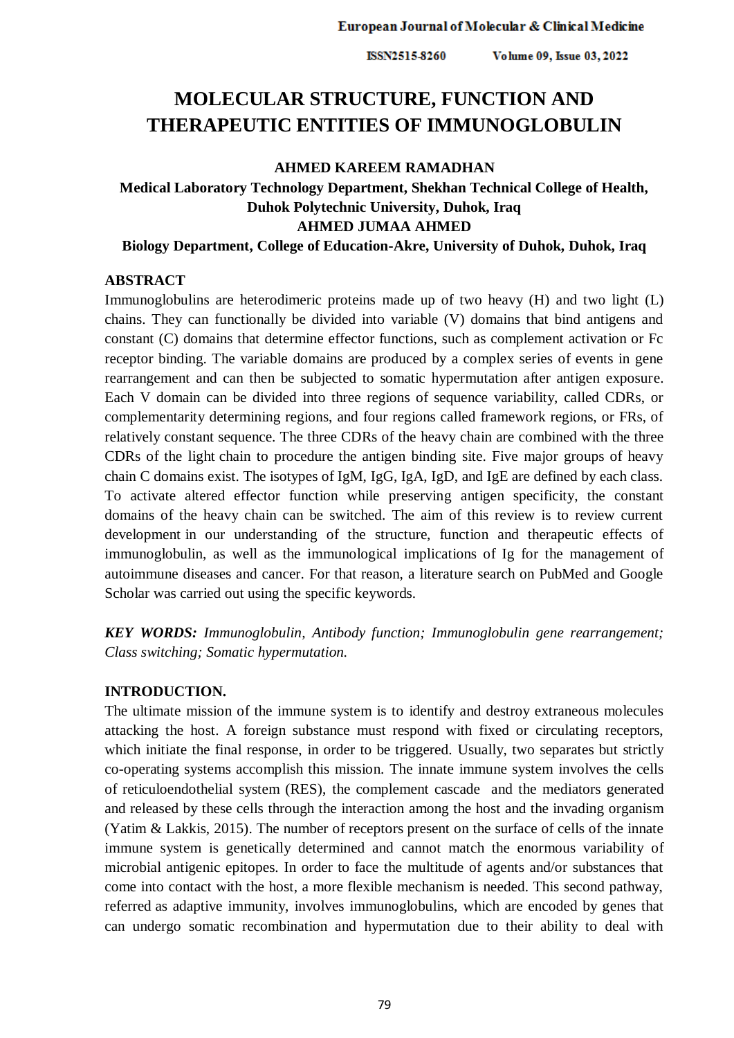# MOLECULAR STRUCTURE, FUNCTION AND THERAPEUTIC ENTITIES OF IMMUNOGLOBULIN

**AHMED KAREEM RAMADHAN**

**Medical Laboratory Technology Department, Shekhan Technical College of Health, Duhok Polytechnic University, Duhok, Iraq**

**AHMED JUMAA AHMED**

**Biology Department, College of Education-Akre, University of Duhok, Duhok, Iraq**

## ABSTRACT

Immunoglobulins are heterodimeric proteins made up of two heavy (H) and two light (L) chains. They can functionally be divided into variable (V) domains that bind antigens and constant (C) domains that determine effector functions, such as complement activation or Fc receptor binding. The variable domains are produced by a complex series of events in gene rearrangement and can then be subjected to somatic hypermutation after antigen exposure. Each V domain can be divided into three regions of sequence variability, called CDRs, or complementarity determining regions, and four regions called framework regions, or FRs, of relatively constant sequence. The three CDRs of the heavy chain are combined with the three CDRs of the light chain to procedure the antigen binding site. Five major groups of heavy chain C domains exist. The isotypes of IgM, IgG, IgA, IgD, and IgE are defined by each class. To activate altered effector function while preserving antigen specificity, the constant domains of the heavy chain can be switched. The aim of this review is to review current development in our understanding of the structure, function and therapeutic effects of immunoglobulin, as well as the immunological implications of Ig for the management of autoimmune diseases and cancer. For that reason, a literature search on PubMed and Google Scholar was carried out using the specific keywords.

***KEY WORDS:*** *Immunoglobulin, Antibody function; Immunoglobulin gene rearrangement; Class switching; Somatic hypermutation.*

## INTRODUCTION.

The ultimate mission of the immune system is to identify and destroy extraneous molecules attacking the host. A foreign substance must respond with fixed or circulating receptors, which initiate the final response, in order to be triggered. Usually, two separates but strictly co-operating systems accomplish this mission. The innate immune system involves the cells of reticuloendothelial system (RES), the complement cascade and the mediators generated and released by these cells through the interaction among the host and the invading organism (Yatim & Lakkis, 2015). The number of receptors present on the surface of cells of the innate immune system is genetically determined and cannot match the enormous variability of microbial antigenic epitopes. In order to face the multitude of agents and/or substances that come into contact with the host, a more flexible mechanism is needed. This second pathway, referred as adaptive immunity, involves immunoglobulins, which are encoded by genes that can undergo somatic recombination and hypermutation due to their ability to deal with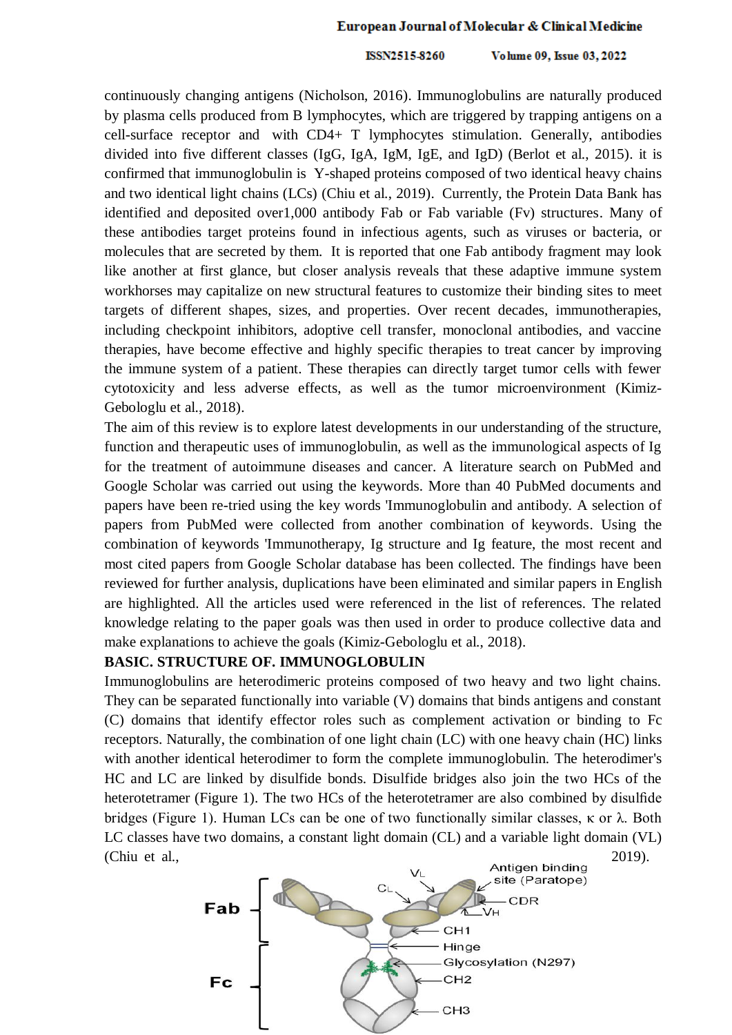continuously changing antigens (Nicholson, 2016). Immunoglobulins are naturally produced by plasma cells produced from B lymphocytes, which are triggered by trapping antigens on a cell-surface receptor and with CD4+ T lymphocytes stimulation. Generally, antibodies divided into five different classes (IgG, IgA, IgM, IgE, and IgD) (Berlot et al., 2015). it is confirmed that immunoglobulin is Y-shaped proteins composed of two identical heavy chains and two identical light chains (LCs) (Chiu et al., 2019). Currently, the Protein Data Bank has identified and deposited over1,000 antibody Fab or Fab variable (Fv) structures. Many of these antibodies target proteins found in infectious agents, such as viruses or bacteria, or molecules that are secreted by them. It is reported that one Fab antibody fragment may look like another at first glance, but closer analysis reveals that these adaptive immune system workhorses may capitalize on new structural features to customize their binding sites to meet targets of different shapes, sizes, and properties. Over recent decades, immunotherapies, including checkpoint inhibitors, adoptive cell transfer, monoclonal antibodies, and vaccine therapies, have become effective and highly specific therapies to treat cancer by improving the immune system of a patient. These therapies can directly target tumor cells with fewer cytotoxicity and less adverse effects, as well as the tumor microenvironment (Kimiz-Gebologlu et al., 2018).

The aim of this review is to explore latest developments in our understanding of the structure, function and therapeutic uses of immunoglobulin, as well as the immunological aspects of Ig for the treatment of autoimmune diseases and cancer. A literature search on PubMed and Google Scholar was carried out using the keywords. More than 40 PubMed documents and papers have been re-tried using the key words 'Immunoglobulin and antibody. A selection of papers from PubMed were collected from another combination of keywords. Using the combination of keywords 'Immunotherapy, Ig structure and Ig feature, the most recent and most cited papers from Google Scholar database has been collected. The findings have been reviewed for further analysis, duplications have been eliminated and similar papers in English are highlighted. All the articles used were referenced in the list of references. The related knowledge relating to the paper goals was then used in order to produce collective data and make explanations to achieve the goals (Kimiz-Gebologlu et al., 2018).

**BASIC. STRUCTURE OF. IMMUNOGLOBULIN**

Immunoglobulins are heterodimeric proteins composed of two heavy and two light chains. They can be separated functionally into variable (V) domains that binds antigens and constant (C) domains that identify effector roles such as complement activation or binding to Fc receptors. Naturally, the combination of one light chain (LC) with one heavy chain (HC) links with another identical heterodimer to form the complete immunoglobulin. The heterodimer's HC and LC are linked by disulfide bonds. Disulfide bridges also join the two HCs of the heterotetramer (Figure 1). The two HCs of the heterotetramer are also combined by disulfide bridges (Figure 1). Human LCs can be one of two functionally similar classes, κ or λ. Both LC classes have two domains, a constant light domain (CL) and a variable light domain (VL) (Chiu et al., 2019).

Fab
Fc
$V_L$
$C_L$
Antigen binding site (Paratope)
CDR
$V_H$
CH1
Hinge
Glycosylation (N297)
CH2
CH3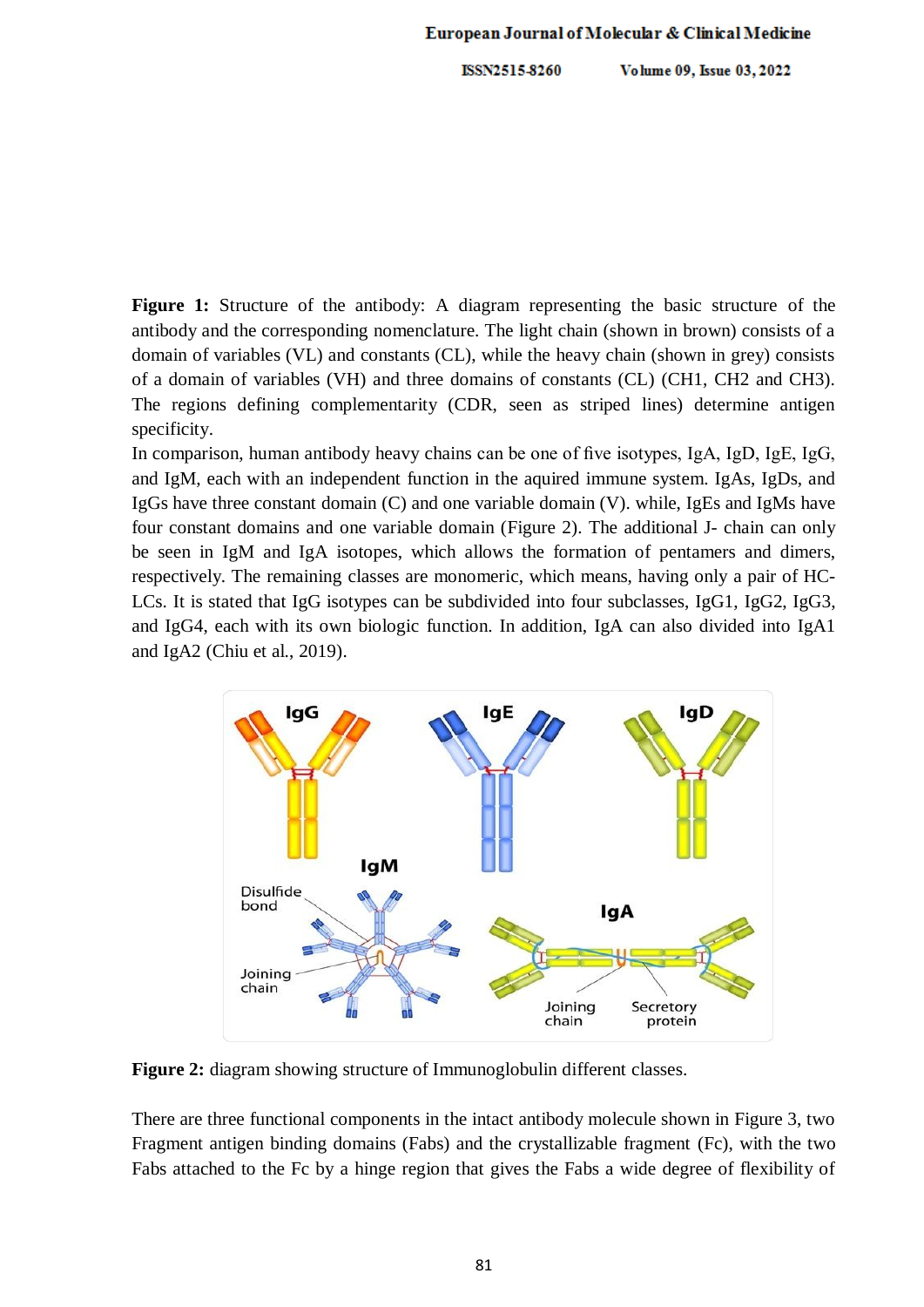**Figure 1:** Structure of the antibody: A diagram representing the basic structure of the antibody and the corresponding nomenclature. The light chain (shown in brown) consists of a domain of variables (VL) and constants (CL), while the heavy chain (shown in grey) consists of a domain of variables (VH) and three domains of constants (CL) (CH1, CH2 and CH3). The regions defining complementarity (CDR, seen as striped lines) determine antigen specificity.

In comparison, human antibody heavy chains can be one of five isotypes, IgA, IgD, IgE, IgG, and IgM, each with an independent function in the aquired immune system. IgAs, IgDs, and IgGs have three constant domain (C) and one variable domain (V). while, IgEs and IgMs have four constant domains and one variable domain (Figure 2). The additional J- chain can only be seen in IgM and IgA isotopes, which allows the formation of pentamers and dimers, respectively. The remaining classes are monomeric, which means, having only a pair of HC-LCs. It is stated that IgG isotypes can be subdivided into four subclasses, IgG1, IgG2, IgG3, and IgG4, each with its own biologic function. In addition, IgA can also divided into IgA1 and IgA2 (Chiu et al., 2019).

**Figure 2:** diagram showing structure of Immunoglobulin different classes.

There are three functional components in the intact antibody molecule shown in Figure 3, two Fragment antigen binding domains (Fabs) and the crystallizable fragment (Fc), with the two Fabs attached to the Fc by a hinge region that gives the Fabs a wide degree of flexibility of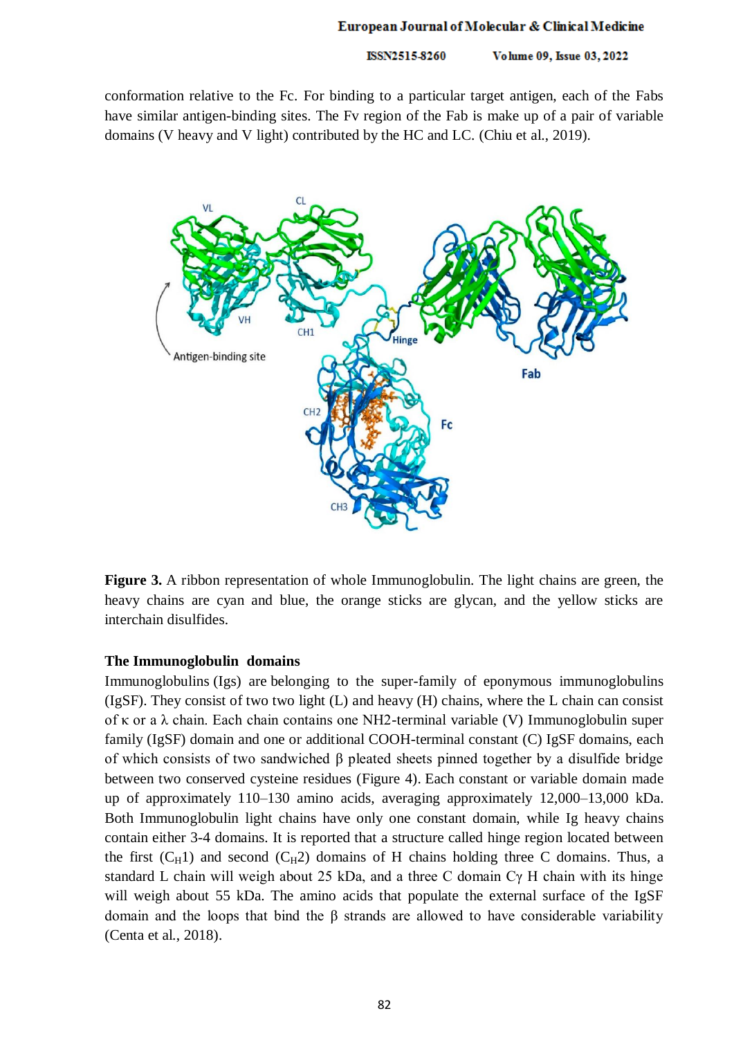conformation relative to the Fc. For binding to a particular target antigen, each of the Fabs have similar antigen-binding sites. The Fv region of the Fab is make up of a pair of variable domains (V heavy and V light) contributed by the HC and LC. (Chiu et al., 2019).

**Figure 3.** A ribbon representation of whole Immunoglobulin. The light chains are green, the heavy chains are cyan and blue, the orange sticks are glycan, and the yellow sticks are interchain disulfides.

**The Immunoglobulin domains**

Immunoglobulins (Igs) are belonging to the super-family of eponymous immunoglobulins (IgSF). They consist of two two light (L) and heavy (H) chains, where the L chain can consist of κ or a λ chain. Each chain contains one NH2-terminal variable (V) Immunoglobulin super family (IgSF) domain and one or additional COOH-terminal constant (C) IgSF domains, each of which consists of two sandwiched β pleated sheets pinned together by a disulfide bridge between two conserved cysteine residues (Figure 4). Each constant or variable domain made up of approximately 110–130 amino acids, averaging approximately 12,000–13,000 kDa. Both Immunoglobulin light chains have only one constant domain, while Ig heavy chains contain either 3-4 domains. It is reported that a structure called hinge region located between the first ($C_H1$) and second ($C_H2$) domains of H chains holding three C domains. Thus, a standard L chain will weigh about 25 kDa, and a three C domain Cγ H chain with its hinge will weigh about 55 kDa. The amino acids that populate the external surface of the IgSF domain and the loops that bind the β strands are allowed to have considerable variability (Centa et al., 2018).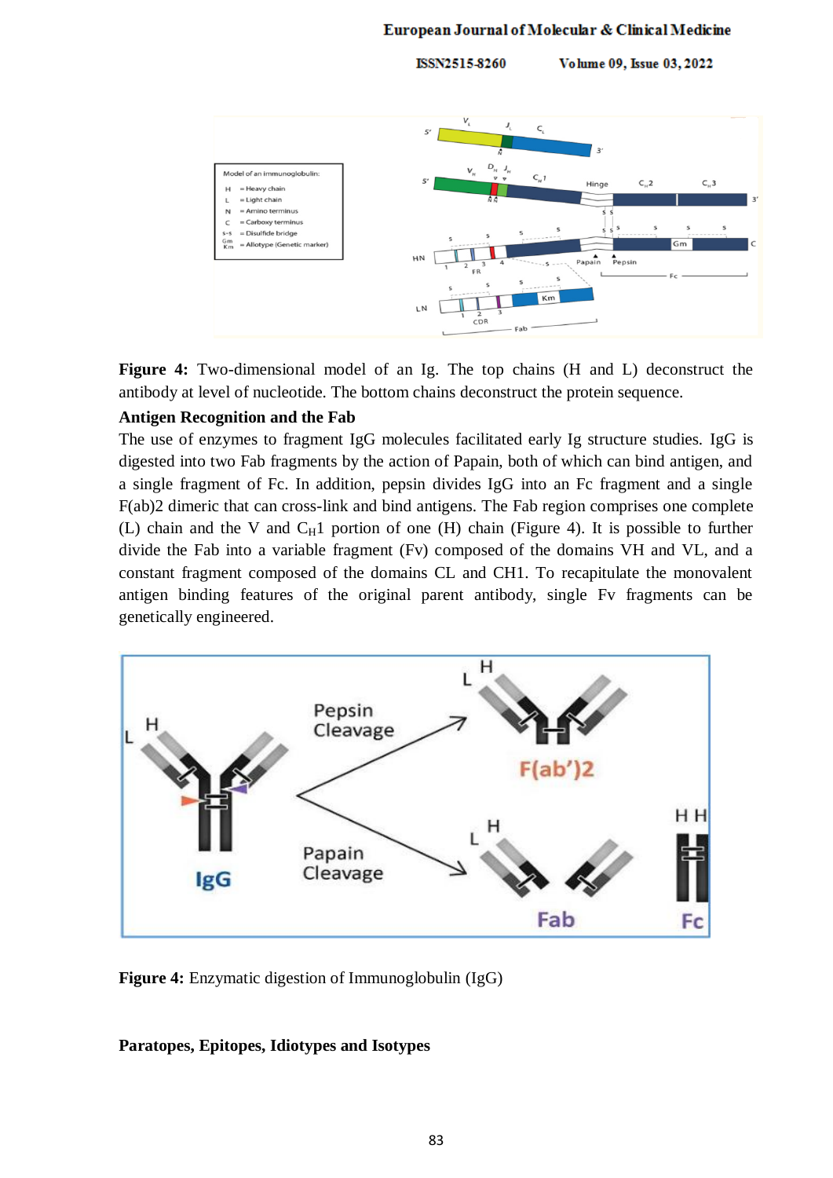**Figure 4:** Two-dimensional model of an Ig. The top chains (H and L) deconstruct the antibody at level of nucleotide. The bottom chains deconstruct the protein sequence.

**Antigen Recognition and the Fab**

The use of enzymes to fragment IgG molecules facilitated early Ig structure studies. IgG is digested into two Fab fragments by the action of Papain, both of which can bind antigen, and a single fragment of Fc. In addition, pepsin divides IgG into an Fc fragment and a single F(ab)2 dimeric that can cross-link and bind antigens. The Fab region comprises one complete (L) chain and the V and $C_H1$ portion of one (H) chain (Figure 4). It is possible to further divide the Fab into a variable fragment (Fv) composed of the domains VH and VL, and a constant fragment composed of the domains CL and CH1. To recapitulate the monovalent antigen binding features of the original parent antibody, single Fv fragments can be genetically engineered.

**Figure 4:** Enzymatic digestion of Immunoglobulin (IgG)

**Paratopes, Epitopes, Idiotypes and Isotypes**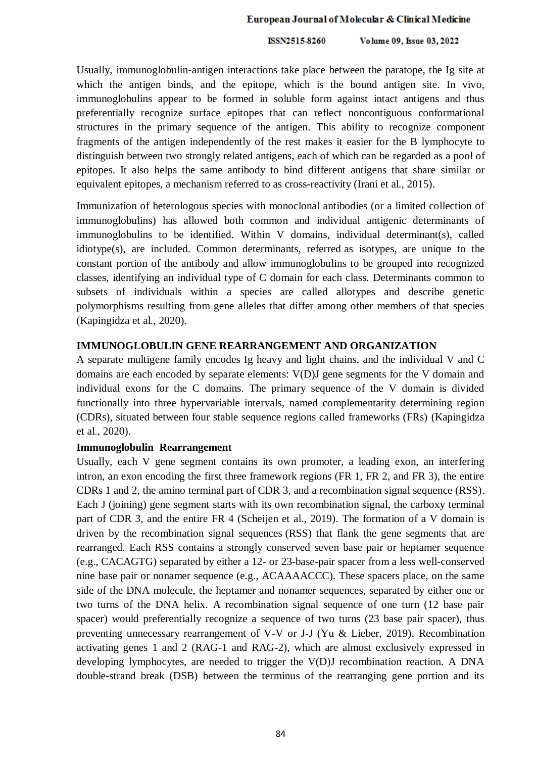Usually, immunoglobulin-antigen interactions take place between the paratope, the Ig site at which the antigen binds, and the epitope, which is the bound antigen site. In vivo, immunoglobulins appear to be formed in soluble form against intact antigens and thus preferentially recognize surface epitopes that can reflect noncontiguous conformational structures in the primary sequence of the antigen. This ability to recognize component fragments of the antigen independently of the rest makes it easier for the B lymphocyte to distinguish between two strongly related antigens, each of which can be regarded as a pool of epitopes. It also helps the same antibody to bind different antigens that share similar or equivalent epitopes, a mechanism referred to as cross-reactivity (Irani et al., 2015).

Immunization of heterologous species with monoclonal antibodies (or a limited collection of immunoglobulins) has allowed both common and individual antigenic determinants of immunoglobulins to be identified. Within V domains, individual determinant(s), called idiotype(s), are included. Common determinants, referred as isotypes, are unique to the constant portion of the antibody and allow immunoglobulins to be grouped into recognized classes, identifying an individual type of C domain for each class. Determinants common to subsets of individuals within a species are called allotypes and describe genetic polymorphisms resulting from gene alleles that differ among other members of that species (Kapingidza et al., 2020).

## IMMUNOGLOBULIN GENE REARRANGEMENT AND ORGANIZATION

A separate multigene family encodes Ig heavy and light chains, and the individual V and C domains are each encoded by separate elements: V(D)J gene segments for the V domain and individual exons for the C domains. The primary sequence of the V domain is divided functionally into three hypervariable intervals, named complementarity determining region (CDRs), situated between four stable sequence regions called frameworks (FRs) (Kapingidza et al., 2020).

### Immunoglobulin Rearrangement

Usually, each V gene segment contains its own promoter, a leading exon, an interfering intron, an exon encoding the first three framework regions (FR 1, FR 2, and FR 3), the entire CDRs 1 and 2, the amino terminal part of CDR 3, and a recombination signal sequence (RSS). Each J (joining) gene segment starts with its own recombination signal, the carboxy terminal part of CDR 3, and the entire FR 4 (Scheijen et al., 2019). The formation of a V domain is driven by the recombination signal sequences (RSS) that flank the gene segments that are rearranged. Each RSS contains a strongly conserved seven base pair or heptamer sequence (e.g., CACAGTG) separated by either a 12- or 23-base-pair spacer from a less well-conserved nine base pair or nonamer sequence (e.g., ACAAAACCC). These spacers place, on the same side of the DNA molecule, the heptamer and nonamer sequences, separated by either one or two turns of the DNA helix. A recombination signal sequence of one turn (12 base pair spacer) would preferentially recognize a sequence of two turns (23 base pair spacer), thus preventing unnecessary rearrangement of V-V or J-J (Yu & Lieber, 2019). Recombination activating genes 1 and 2 (RAG-1 and RAG-2), which are almost exclusively expressed in developing lymphocytes, are needed to trigger the V(D)J recombination reaction. A DNA double-strand break (DSB) between the terminus of the rearranging gene portion and its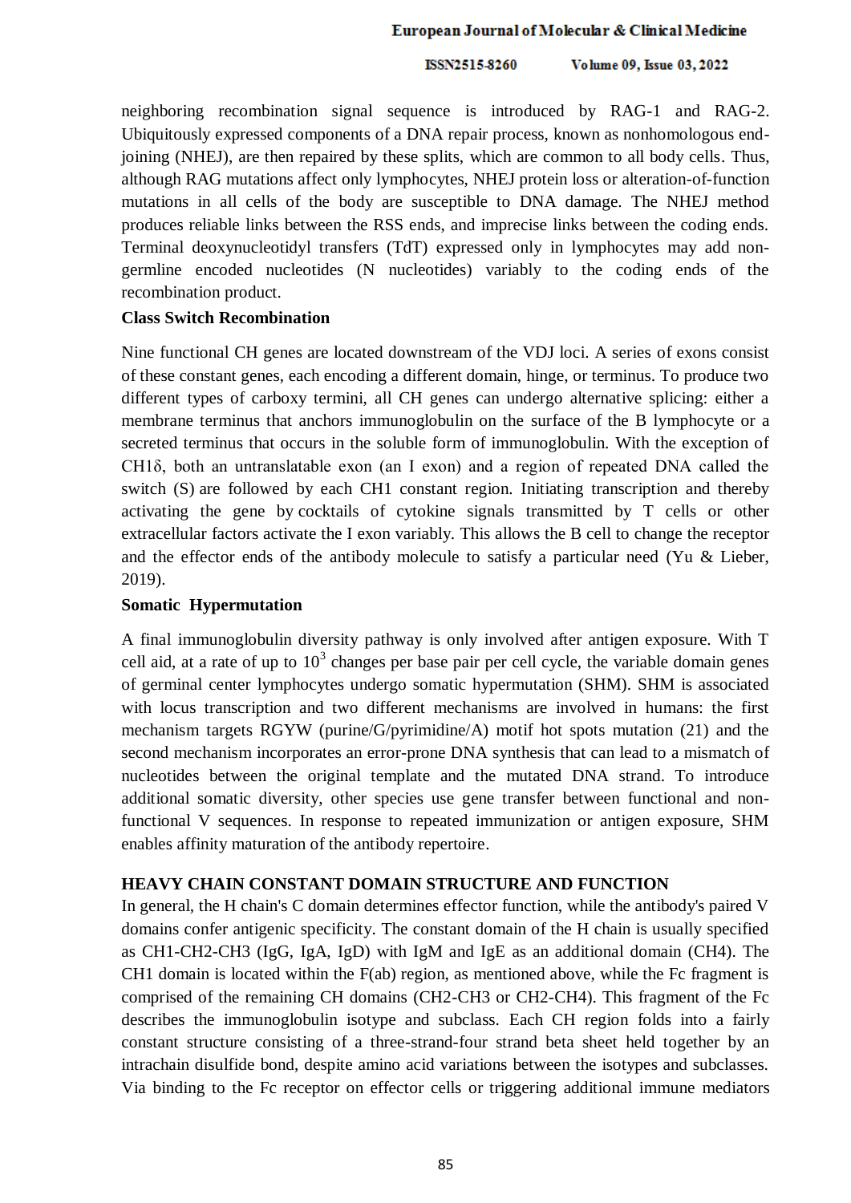neighboring recombination signal sequence is introduced by RAG-1 and RAG-2. Ubiquitously expressed components of a DNA repair process, known as nonhomologous end-joining (NHEJ), are then repaired by these splits, which are common to all body cells. Thus, although RAG mutations affect only lymphocytes, NHEJ protein loss or alteration-of-function mutations in all cells of the body are susceptible to DNA damage. The NHEJ method produces reliable links between the RSS ends, and imprecise links between the coding ends. Terminal deoxynucleotidyl transfers (TdT) expressed only in lymphocytes may add non-germline encoded nucleotides (N nucleotides) variably to the coding ends of the recombination product.

**Class Switch Recombination**

Nine functional CH genes are located downstream of the VDJ loci. A series of exons consist of these constant genes, each encoding a different domain, hinge, or terminus. To produce two different types of carboxy termini, all CH genes can undergo alternative splicing: either a membrane terminus that anchors immunoglobulin on the surface of the B lymphocyte or a secreted terminus that occurs in the soluble form of immunoglobulin. With the exception of CH1δ, both an untranslatable exon (an I exon) and a region of repeated DNA called the switch (S) are followed by each CH1 constant region. Initiating transcription and thereby activating the gene by cocktails of cytokine signals transmitted by T cells or other extracellular factors activate the I exon variably. This allows the B cell to change the receptor and the effector ends of the antibody molecule to satisfy a particular need (Yu & Lieber, 2019).

**Somatic Hypermutation**

A final immunoglobulin diversity pathway is only involved after antigen exposure. With T cell aid, at a rate of up to $10^3$ changes per base pair per cell cycle, the variable domain genes of germinal center lymphocytes undergo somatic hypermutation (SHM). SHM is associated with locus transcription and two different mechanisms are involved in humans: the first mechanism targets RGYW (purine/G/pyrimidine/A) motif hot spots mutation (21) and the second mechanism incorporates an error-prone DNA synthesis that can lead to a mismatch of nucleotides between the original template and the mutated DNA strand. To introduce additional somatic diversity, other species use gene transfer between functional and non-functional V sequences. In response to repeated immunization or antigen exposure, SHM enables affinity maturation of the antibody repertoire.

**HEAVY CHAIN CONSTANT DOMAIN STRUCTURE AND FUNCTION**

In general, the H chain's C domain determines effector function, while the antibody's paired V domains confer antigenic specificity. The constant domain of the H chain is usually specified as CH1-CH2-CH3 (IgG, IgA, IgD) with IgM and IgE as an additional domain (CH4). The CH1 domain is located within the F(ab) region, as mentioned above, while the Fc fragment is comprised of the remaining CH domains (CH2-CH3 or CH2-CH4). This fragment of the Fc describes the immunoglobulin isotype and subclass. Each CH region folds into a fairly constant structure consisting of a three-strand-four strand beta sheet held together by an intrachain disulfide bond, despite amino acid variations between the isotypes and subclasses. Via binding to the Fc receptor on effector cells or triggering additional immune mediators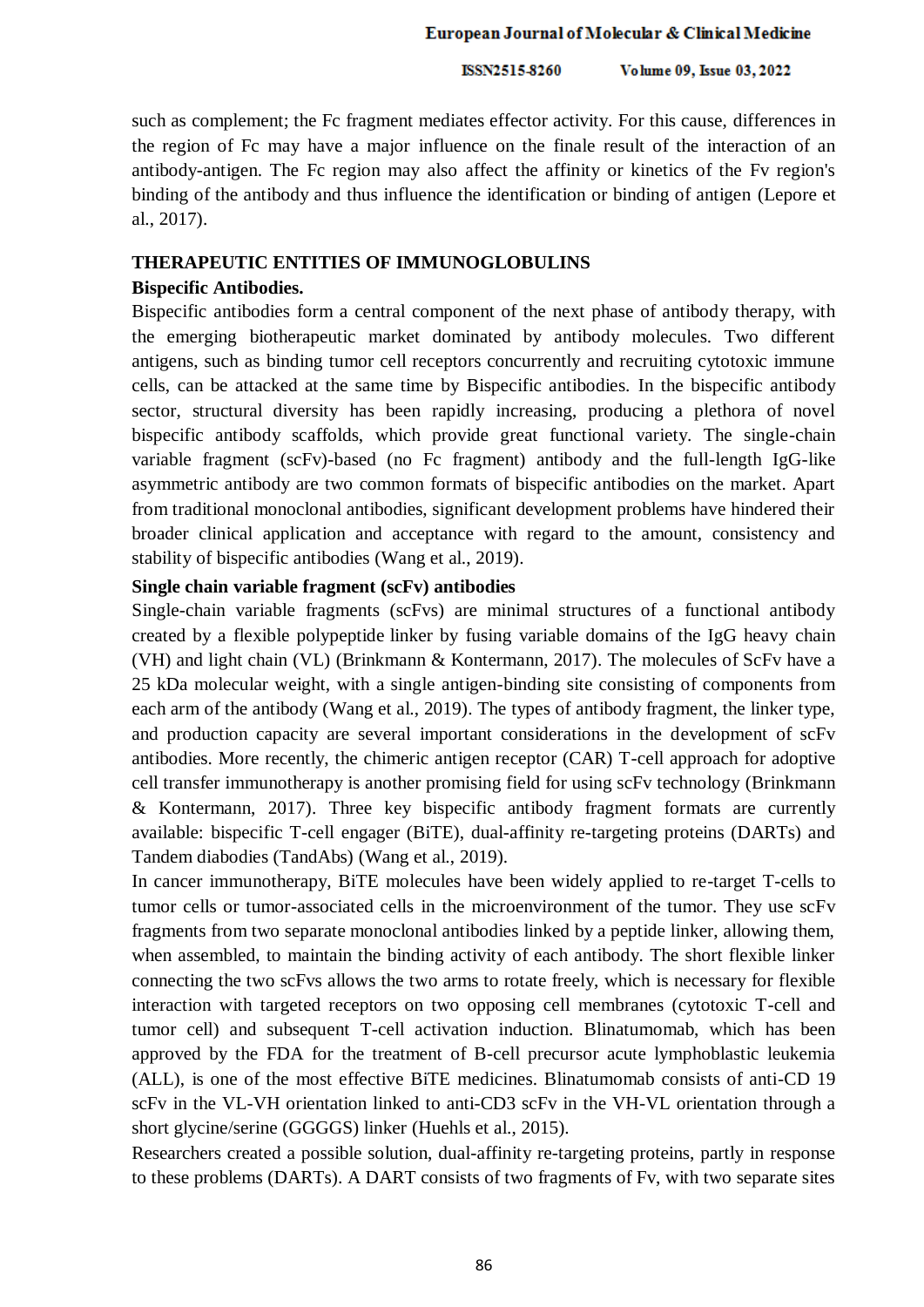such as complement; the Fc fragment mediates effector activity. For this cause, differences in the region of Fc may have a major influence on the finale result of the interaction of an antibody-antigen. The Fc region may also affect the affinity or kinetics of the Fv region's binding of the antibody and thus influence the identification or binding of antigen (Lepore et al., 2017).

## THERAPEUTIC ENTITIES OF IMMUNOGLOBULINS

### Bispecific Antibodies.

Bispecific antibodies form a central component of the next phase of antibody therapy, with the emerging biotherapeutic market dominated by antibody molecules. Two different antigens, such as binding tumor cell receptors concurrently and recruiting cytotoxic immune cells, can be attacked at the same time by Bispecific antibodies. In the bispecific antibody sector, structural diversity has been rapidly increasing, producing a plethora of novel bispecific antibody scaffolds, which provide great functional variety. The single-chain variable fragment (scFv)-based (no Fc fragment) antibody and the full-length IgG-like asymmetric antibody are two common formats of bispecific antibodies on the market. Apart from traditional monoclonal antibodies, significant development problems have hindered their broader clinical application and acceptance with regard to the amount, consistency and stability of bispecific antibodies (Wang et al., 2019).

### Single chain variable fragment (scFv) antibodies

Single-chain variable fragments (scFvs) are minimal structures of a functional antibody created by a flexible polypeptide linker by fusing variable domains of the IgG heavy chain (VH) and light chain (VL) (Brinkmann & Kontermann, 2017). The molecules of ScFv have a 25 kDa molecular weight, with a single antigen-binding site consisting of components from each arm of the antibody (Wang et al., 2019). The types of antibody fragment, the linker type, and production capacity are several important considerations in the development of scFv antibodies. More recently, the chimeric antigen receptor (CAR) T-cell approach for adoptive cell transfer immunotherapy is another promising field for using scFv technology (Brinkmann & Kontermann, 2017). Three key bispecific antibody fragment formats are currently available: bispecific T-cell engager (BiTE), dual-affinity re-targeting proteins (DARTs) and Tandem diabodies (TandAbs) (Wang et al., 2019).

In cancer immunotherapy, BiTE molecules have been widely applied to re-target T-cells to tumor cells or tumor-associated cells in the microenvironment of the tumor. They use scFv fragments from two separate monoclonal antibodies linked by a peptide linker, allowing them, when assembled, to maintain the binding activity of each antibody. The short flexible linker connecting the two scFvs allows the two arms to rotate freely, which is necessary for flexible interaction with targeted receptors on two opposing cell membranes (cytotoxic T-cell and tumor cell) and subsequent T-cell activation induction. Blinatumomab, which has been approved by the FDA for the treatment of B-cell precursor acute lymphoblastic leukemia (ALL), is one of the most effective BiTE medicines. Blinatumomab consists of anti-CD 19 scFv in the VL-VH orientation linked to anti-CD3 scFv in the VH-VL orientation through a short glycine/serine (GGGGS) linker (Huehls et al., 2015).

Researchers created a possible solution, dual-affinity re-targeting proteins, partly in response to these problems (DARTs). A DART consists of two fragments of Fv, with two separate sites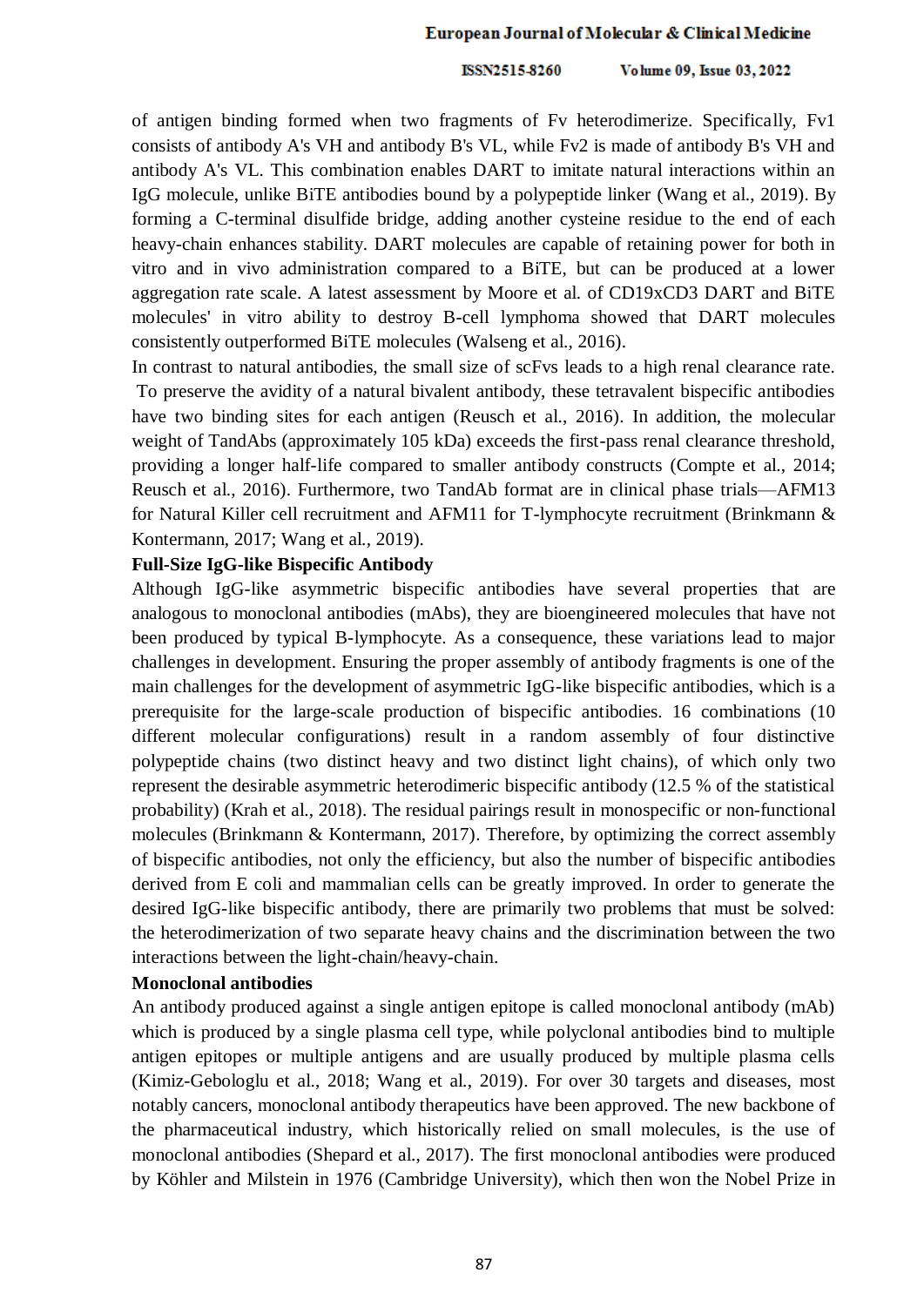of antigen binding formed when two fragments of Fv heterodimerize. Specifically, Fv1 consists of antibody A's VH and antibody B's VL, while Fv2 is made of antibody B's VH and antibody A's VL. This combination enables DART to imitate natural interactions within an IgG molecule, unlike BiTE antibodies bound by a polypeptide linker (Wang et al., 2019). By forming a C-terminal disulfide bridge, adding another cysteine residue to the end of each heavy-chain enhances stability. DART molecules are capable of retaining power for both in vitro and in vivo administration compared to a BiTE, but can be produced at a lower aggregation rate scale. A latest assessment by Moore et al. of CD19xCD3 DART and BiTE molecules' in vitro ability to destroy B-cell lymphoma showed that DART molecules consistently outperformed BiTE molecules (Walseng et al., 2016).

In contrast to natural antibodies, the small size of scFvs leads to a high renal clearance rate. To preserve the avidity of a natural bivalent antibody, these tetravalent bispecific antibodies have two binding sites for each antigen (Reusch et al., 2016). In addition, the molecular weight of TandAbs (approximately 105 kDa) exceeds the first-pass renal clearance threshold, providing a longer half-life compared to smaller antibody constructs (Compte et al., 2014; Reusch et al., 2016). Furthermore, two TandAb format are in clinical phase trials—AFM13 for Natural Killer cell recruitment and AFM11 for T-lymphocyte recruitment (Brinkmann & Kontermann, 2017; Wang et al., 2019).

**Full-Size IgG-like Bispecific Antibody**

Although IgG-like asymmetric bispecific antibodies have several properties that are analogous to monoclonal antibodies (mAbs), they are bioengineered molecules that have not been produced by typical B-lymphocyte. As a consequence, these variations lead to major challenges in development. Ensuring the proper assembly of antibody fragments is one of the main challenges for the development of asymmetric IgG-like bispecific antibodies, which is a prerequisite for the large-scale production of bispecific antibodies. 16 combinations (10 different molecular configurations) result in a random assembly of four distinctive polypeptide chains (two distinct heavy and two distinct light chains), of which only two represent the desirable asymmetric heterodimeric bispecific antibody (12.5 % of the statistical probability) (Krah et al., 2018). The residual pairings result in monospecific or non-functional molecules (Brinkmann & Kontermann, 2017). Therefore, by optimizing the correct assembly of bispecific antibodies, not only the efficiency, but also the number of bispecific antibodies derived from E coli and mammalian cells can be greatly improved. In order to generate the desired IgG-like bispecific antibody, there are primarily two problems that must be solved: the heterodimerization of two separate heavy chains and the discrimination between the two interactions between the light-chain/heavy-chain.

**Monoclonal antibodies**

An antibody produced against a single antigen epitope is called monoclonal antibody (mAb) which is produced by a single plasma cell type, while polyclonal antibodies bind to multiple antigen epitopes or multiple antigens and are usually produced by multiple plasma cells (Kimiz-Gebologlu et al., 2018; Wang et al., 2019). For over 30 targets and diseases, most notably cancers, monoclonal antibody therapeutics have been approved. The new backbone of the pharmaceutical industry, which historically relied on small molecules, is the use of monoclonal antibodies (Shepard et al., 2017). The first monoclonal antibodies were produced by Köhler and Milstein in 1976 (Cambridge University), which then won the Nobel Prize in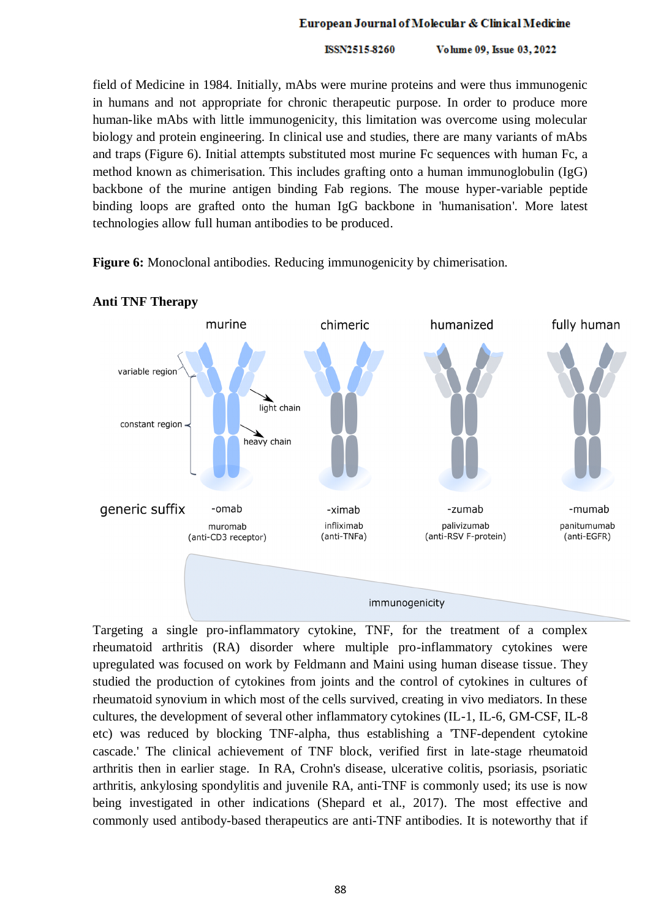field of Medicine in 1984. Initially, mAbs were murine proteins and were thus immunogenic in humans and not appropriate for chronic therapeutic purpose. In order to produce more human-like mAbs with little immunogenicity, this limitation was overcome using molecular biology and protein engineering. In clinical use and studies, there are many variants of mAbs and traps (Figure 6). Initial attempts substituted most murine Fc sequences with human Fc, a method known as chimerisation. This includes grafting onto a human immunoglobulin (IgG) backbone of the murine antigen binding Fab regions. The mouse hyper-variable peptide binding loops are grafted onto the human IgG backbone in 'humanisation'. More latest technologies allow full human antibodies to be produced.

**Figure 6:** Monoclonal antibodies. Reducing immunogenicity by chimerisation.

**Anti TNF Therapy**

Targeting a single pro-inflammatory cytokine, TNF, for the treatment of a complex rheumatoid arthritis (RA) disorder where multiple pro-inflammatory cytokines were upregulated was focused on work by Feldmann and Maini using human disease tissue. They studied the production of cytokines from joints and the control of cytokines in cultures of rheumatoid synovium in which most of the cells survived, creating in vivo mediators. In these cultures, the development of several other inflammatory cytokines (IL-1, IL-6, GM-CSF, IL-8 etc) was reduced by blocking TNF-alpha, thus establishing a 'TNF-dependent cytokine cascade.' The clinical achievement of TNF block, verified first in late-stage rheumatoid arthritis then in earlier stage. In RA, Crohn's disease, ulcerative colitis, psoriasis, psoriatic arthritis, ankylosing spondylitis and juvenile RA, anti-TNF is commonly used; its use is now being investigated in other indications (Shepard et al., 2017). The most effective and commonly used antibody-based therapeutics are anti-TNF antibodies. It is noteworthy that if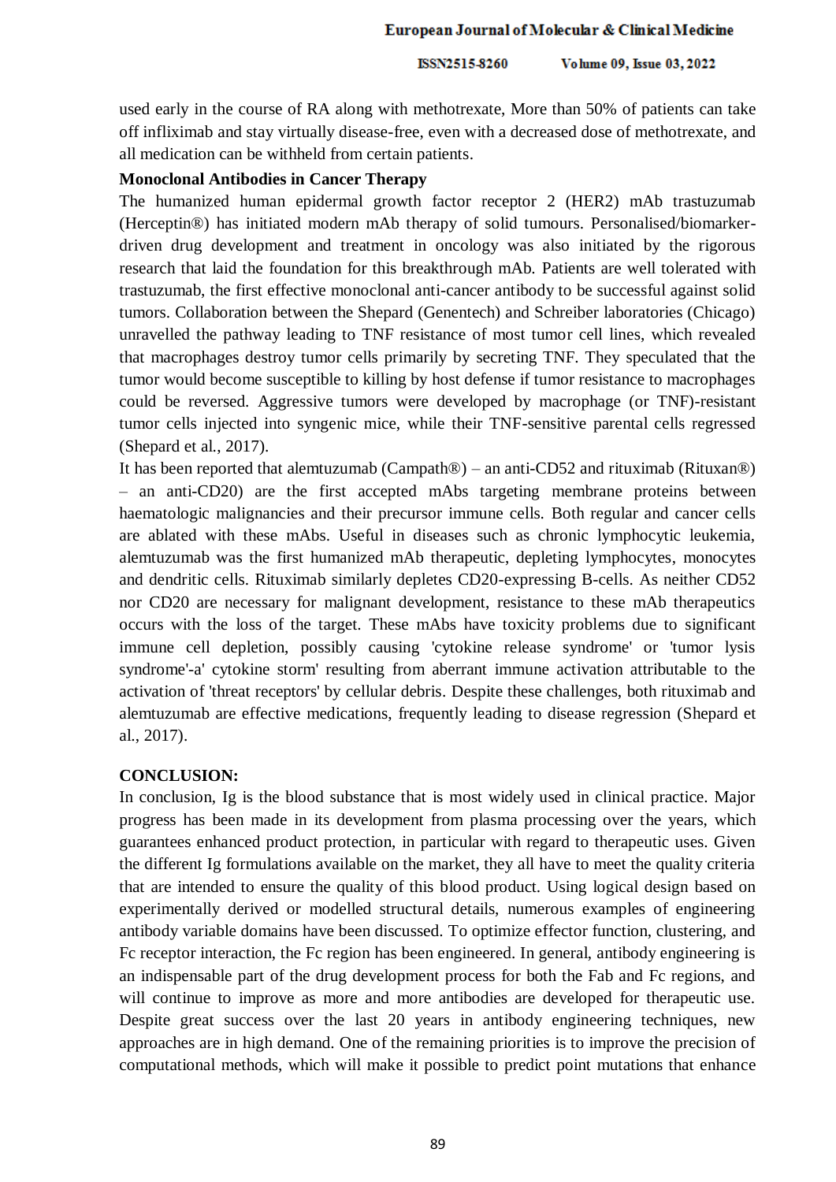used early in the course of RA along with methotrexate, More than 50% of patients can take off infliximab and stay virtually disease-free, even with a decreased dose of methotrexate, and all medication can be withheld from certain patients.

**Monoclonal Antibodies in Cancer Therapy**

The humanized human epidermal growth factor receptor 2 (HER2) mAb trastuzumab (Herceptin®) has initiated modern mAb therapy of solid tumours. Personalised/biomarker-driven drug development and treatment in oncology was also initiated by the rigorous research that laid the foundation for this breakthrough mAb. Patients are well tolerated with trastuzumab, the first effective monoclonal anti-cancer antibody to be successful against solid tumors. Collaboration between the Shepard (Genentech) and Schreiber laboratories (Chicago) unravelled the pathway leading to TNF resistance of most tumor cell lines, which revealed that macrophages destroy tumor cells primarily by secreting TNF. They speculated that the tumor would become susceptible to killing by host defense if tumor resistance to macrophages could be reversed. Aggressive tumors were developed by macrophage (or TNF)-resistant tumor cells injected into syngenic mice, while their TNF-sensitive parental cells regressed (Shepard et al., 2017).

It has been reported that alemtuzumab (Campath®) – an anti-CD52 and rituximab (Rituxan®) – an anti-CD20) are the first accepted mAbs targeting membrane proteins between haematologic malignancies and their precursor immune cells. Both regular and cancer cells are ablated with these mAbs. Useful in diseases such as chronic lymphocytic leukemia, alemtuzumab was the first humanized mAb therapeutic, depleting lymphocytes, monocytes and dendritic cells. Rituximab similarly depletes CD20-expressing B-cells. As neither CD52 nor CD20 are necessary for malignant development, resistance to these mAb therapeutics occurs with the loss of the target. These mAbs have toxicity problems due to significant immune cell depletion, possibly causing 'cytokine release syndrome' or 'tumor lysis syndrome'-a' cytokine storm' resulting from aberrant immune activation attributable to the activation of 'threat receptors' by cellular debris. Despite these challenges, both rituximab and alemtuzumab are effective medications, frequently leading to disease regression (Shepard et al., 2017).

**CONCLUSION:**

In conclusion, Ig is the blood substance that is most widely used in clinical practice. Major progress has been made in its development from plasma processing over the years, which guarantees enhanced product protection, in particular with regard to therapeutic uses. Given the different Ig formulations available on the market, they all have to meet the quality criteria that are intended to ensure the quality of this blood product. Using logical design based on experimentally derived or modelled structural details, numerous examples of engineering antibody variable domains have been discussed. To optimize effector function, clustering, and Fc receptor interaction, the Fc region has been engineered. In general, antibody engineering is an indispensable part of the drug development process for both the Fab and Fc regions, and will continue to improve as more and more antibodies are developed for therapeutic use. Despite great success over the last 20 years in antibody engineering techniques, new approaches are in high demand. One of the remaining priorities is to improve the precision of computational methods, which will make it possible to predict point mutations that enhance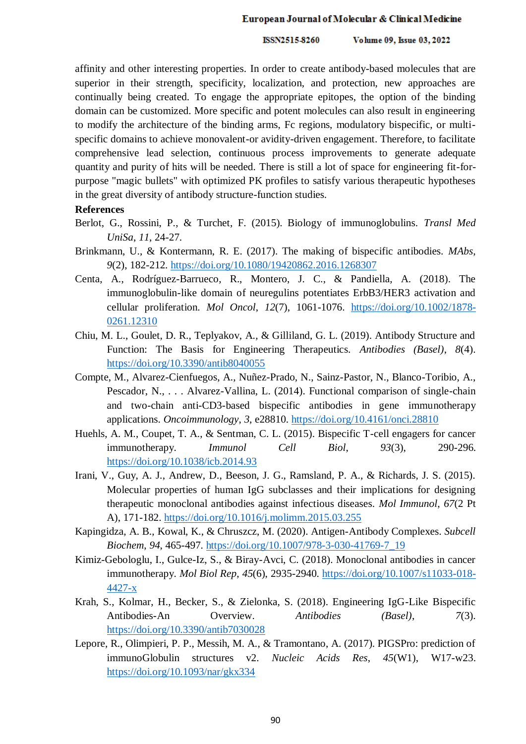affinity and other interesting properties. In order to create antibody-based molecules that are superior in their strength, specificity, localization, and protection, new approaches are continually being created. To engage the appropriate epitopes, the option of the binding domain can be customized. More specific and potent molecules can also result in engineering to modify the architecture of the binding arms, Fc regions, modulatory bispecific, or multi-specific domains to achieve monovalent-or avidity-driven engagement. Therefore, to facilitate comprehensive lead selection, continuous process improvements to generate adequate quantity and purity of hits will be needed. There is still a lot of space for engineering fit-for-purpose "magic bullets" with optimized PK profiles to satisfy various therapeutic hypotheses in the great diversity of antibody structure-function studies.

**References**

Berlot, G., Rossini, P., & Turchet, F. (2015). Biology of immunoglobulins. *Transl Med UniSa*, *11*, 24-27.

Brinkmann, U., & Kontermann, R. E. (2017). The making of bispecific antibodies. *MAbs*, *9*(2), 182-212. https://doi.org/10.1080/19420862.2016.1268307

Centa, A., Rodríguez-Barrueco, R., Montero, J. C., & Pandiella, A. (2018). The immunoglobulin-like domain of neuregulins potentiates ErbB3/HER3 activation and cellular proliferation. *Mol Oncol*, *12*(7), 1061-1076. https://doi.org/10.1002/1878-0261.12310

Chiu, M. L., Goulet, D. R., Teplyakov, A., & Gilliland, G. L. (2019). Antibody Structure and Function: The Basis for Engineering Therapeutics. *Antibodies (Basel)*, *8*(4). https://doi.org/10.3390/antib8040055

Compte, M., Alvarez-Cienfuegos, A., Nuñez-Prado, N., Sainz-Pastor, N., Blanco-Toribio, A., Pescador, N., . . . Alvarez-Vallina, L. (2014). Functional comparison of single-chain and two-chain anti-CD3-based bispecific antibodies in gene immunotherapy applications. *Oncoimmunology*, *3*, e28810. https://doi.org/10.4161/onci.28810

Huehls, A. M., Coupet, T. A., & Sentman, C. L. (2015). Bispecific T-cell engagers for cancer immunotherapy. *Immunol Cell Biol*, *93*(3), 290-296. https://doi.org/10.1038/icb.2014.93

Irani, V., Guy, A. J., Andrew, D., Beeson, J. G., Ramsland, P. A., & Richards, J. S. (2015). Molecular properties of human IgG subclasses and their implications for designing therapeutic monoclonal antibodies against infectious diseases. *Mol Immunol*, *67*(2 Pt A), 171-182. https://doi.org/10.1016/j.molimm.2015.03.255

Kapingidza, A. B., Kowal, K., & Chruszcz, M. (2020). Antigen-Antibody Complexes. *Subcell Biochem*, *94*, 465-497. https://doi.org/10.1007/978-3-030-41769-7_19

Kimiz-Gebologlu, I., Gulce-Iz, S., & Biray-Avci, C. (2018). Monoclonal antibodies in cancer immunotherapy. *Mol Biol Rep*, *45*(6), 2935-2940. https://doi.org/10.1007/s11033-018-4427-x

Krah, S., Kolmar, H., Becker, S., & Zielonka, S. (2018). Engineering IgG-Like Bispecific Antibodies-An Overview. *Antibodies (Basel)*, *7*(3). https://doi.org/10.3390/antib7030028

Lepore, R., Olimpieri, P. P., Messih, M. A., & Tramontano, A. (2017). PIGSPro: prediction of immunoGlobulin structures v2. *Nucleic Acids Res*, *45*(W1), W17-w23. https://doi.org/10.1093/nar/gkx334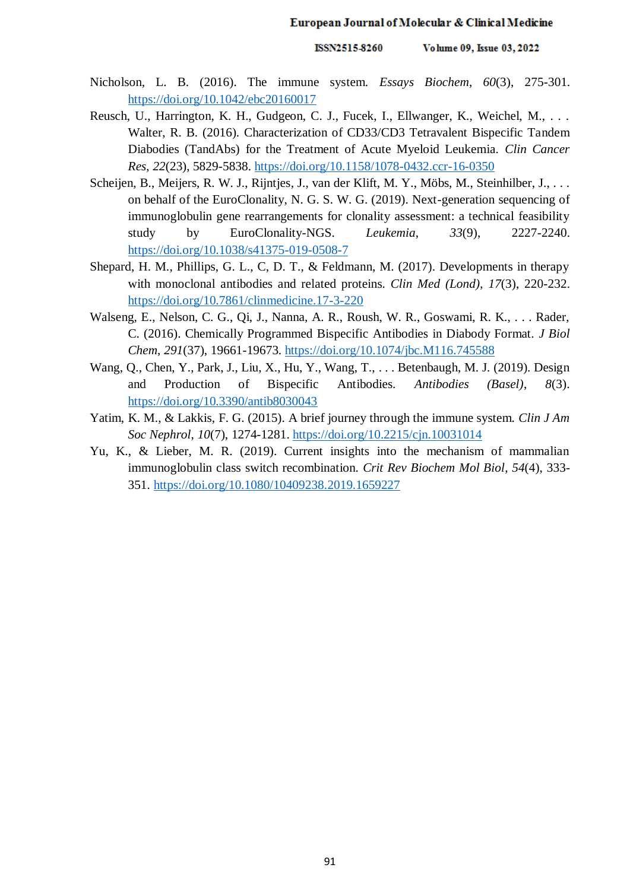Nicholson, L. B. (2016). The immune system. *Essays Biochem*, *60*(3), 275-301. https://doi.org/10.1042/ebc20160017

Reusch, U., Harrington, K. H., Gudgeon, C. J., Fucek, I., Ellwanger, K., Weichel, M., . . . Walter, R. B. (2016). Characterization of CD33/CD3 Tetravalent Bispecific Tandem Diabodies (TandAbs) for the Treatment of Acute Myeloid Leukemia. *Clin Cancer Res*, *22*(23), 5829-5838. https://doi.org/10.1158/1078-0432.ccr-16-0350

Scheijen, B., Meijers, R. W. J., Rijntjes, J., van der Klift, M. Y., Möbs, M., Steinhilber, J., . . . on behalf of the EuroClonality, N. G. S. W. G. (2019). Next-generation sequencing of immunoglobulin gene rearrangements for clonality assessment: a technical feasibility study by EuroClonality-NGS. *Leukemia*, *33*(9), 2227-2240. https://doi.org/10.1038/s41375-019-0508-7

Shepard, H. M., Phillips, G. L., C, D. T., & Feldmann, M. (2017). Developments in therapy with monoclonal antibodies and related proteins. *Clin Med (Lond)*, *17*(3), 220-232. https://doi.org/10.7861/clinmedicine.17-3-220

Walseng, E., Nelson, C. G., Qi, J., Nanna, A. R., Roush, W. R., Goswami, R. K., . . . Rader, C. (2016). Chemically Programmed Bispecific Antibodies in Diabody Format. *J Biol Chem*, *291*(37), 19661-19673. https://doi.org/10.1074/jbc.M116.745588

Wang, Q., Chen, Y., Park, J., Liu, X., Hu, Y., Wang, T., . . . Betenbaugh, M. J. (2019). Design and Production of Bispecific Antibodies. *Antibodies (Basel)*, *8*(3). https://doi.org/10.3390/antib8030043

Yatim, K. M., & Lakkis, F. G. (2015). A brief journey through the immune system. *Clin J Am Soc Nephrol*, *10*(7), 1274-1281. https://doi.org/10.2215/cjn.10031014

Yu, K., & Lieber, M. R. (2019). Current insights into the mechanism of mammalian immunoglobulin class switch recombination. *Crit Rev Biochem Mol Biol*, *54*(4), 333-351. https://doi.org/10.1080/10409238.2019.1659227